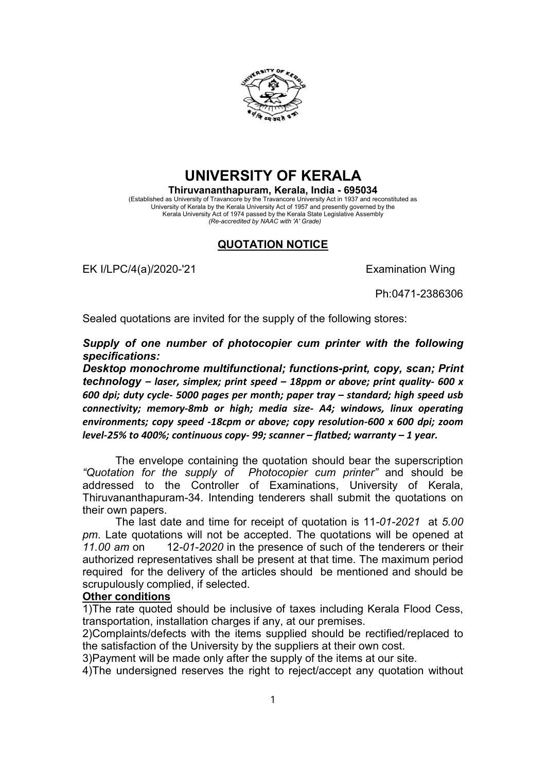# UNIVERSITY OF KERALA

**Thiruvananthapuram, Kerala, India - 695034**

(Established as University of Travancore by the Travancore University Act in 1937 and reconstituted as University of Kerala by the Kerala University Act of 1957 and presently governed by the Kerala University Act of 1974 passed by the Kerala State Legislative Assembly
*(Re-accredited by NAAC with 'A' Grade)*

## QUOTATION NOTICE

EK I/LPC/4(a)/2020-'21 Examination Wing

Ph:0471-2386306

Sealed quotations are invited for the supply of the following stores:

***Supply of one number of photocopier cum printer with the following specifications:***

***Desktop monochrome multifunctional; functions-print, copy, scan; Print technology – laser, simplex; print speed – 18ppm or above; print quality- 600 x 600 dpi; duty cycle- 5000 pages per month; paper tray – standard; high speed usb connectivity; memory-8mb or high; media size- A4; windows, linux operating environments; copy speed -18cpm or above; copy resolution-600 x 600 dpi; zoom level-25% to 400%; continuous copy- 99; scanner – flatbed; warranty – 1 year.***

The envelope containing the quotation should bear the superscription *"Quotation for the supply of Photocopier cum printer"* and should be addressed to the Controller of Examinations, University of Kerala, Thiruvananthapuram-34. Intending tenderers shall submit the quotations on their own papers.

The last date and time for receipt of quotation is 11-*01-2021* at *5.00 pm*. Late quotations will not be accepted. The quotations will be opened at *11.00 am* on 12-*01-2020* in the presence of such of the tenderers or their authorized representatives shall be present at that time. The maximum period required for the delivery of the articles should be mentioned and should be scrupulously complied, if selected.

**Other conditions**

1)The rate quoted should be inclusive of taxes including Kerala Flood Cess, transportation, installation charges if any, at our premises.

2)Complaints/defects with the items supplied should be rectified/replaced to the satisfaction of the University by the suppliers at their own cost.

3)Payment will be made only after the supply of the items at our site.

4)The undersigned reserves the right to reject/accept any quotation without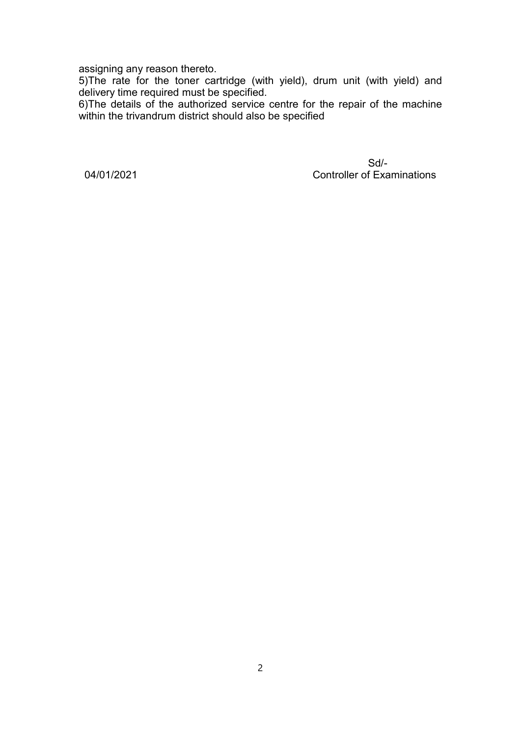assigning any reason thereto.

5)The rate for the toner cartridge (with yield), drum unit (with yield) and delivery time required must be specified.

6)The details of the authorized service centre for the repair of the machine within the trivandrum district should also be specified

Sd/-

04/01/2021 Controller of Examinations